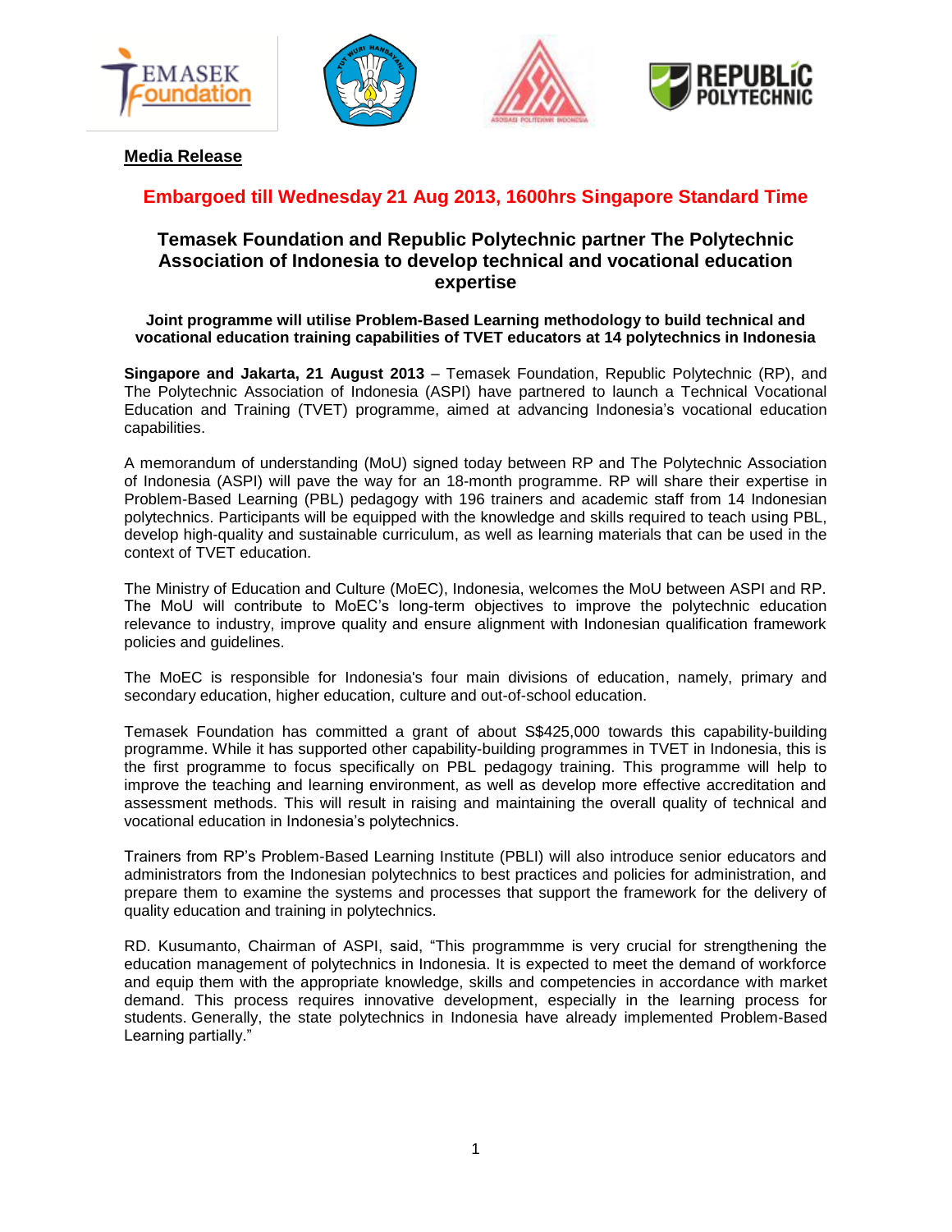**Media Release**

**Embargoed till Wednesday 21 Aug 2013, 1600hrs Singapore Standard Time**

## Temasek Foundation and Republic Polytechnic partner The Polytechnic Association of Indonesia to develop technical and vocational education expertise

**Joint programme will utilise Problem-Based Learning methodology to build technical and vocational education training capabilities of TVET educators at 14 polytechnics in Indonesia**

**Singapore and Jakarta, 21 August 2013** – Temasek Foundation, Republic Polytechnic (RP), and The Polytechnic Association of Indonesia (ASPI) have partnered to launch a Technical Vocational Education and Training (TVET) programme, aimed at advancing Indonesia's vocational education capabilities.

A memorandum of understanding (MoU) signed today between RP and The Polytechnic Association of Indonesia (ASPI) will pave the way for an 18-month programme. RP will share their expertise in Problem-Based Learning (PBL) pedagogy with 196 trainers and academic staff from 14 Indonesian polytechnics. Participants will be equipped with the knowledge and skills required to teach using PBL, develop high-quality and sustainable curriculum, as well as learning materials that can be used in the context of TVET education.

The Ministry of Education and Culture (MoEC), Indonesia, welcomes the MoU between ASPI and RP. The MoU will contribute to MoEC's long-term objectives to improve the polytechnic education relevance to industry, improve quality and ensure alignment with Indonesian qualification framework policies and guidelines.

The MoEC is responsible for Indonesia's four main divisions of education, namely, primary and secondary education, higher education, culture and out-of-school education.

Temasek Foundation has committed a grant of about S$425,000 towards this capability-building programme. While it has supported other capability-building programmes in TVET in Indonesia, this is the first programme to focus specifically on PBL pedagogy training. This programme will help to improve the teaching and learning environment, as well as develop more effective accreditation and assessment methods. This will result in raising and maintaining the overall quality of technical and vocational education in Indonesia's polytechnics.

Trainers from RP's Problem-Based Learning Institute (PBLI) will also introduce senior educators and administrators from the Indonesian polytechnics to best practices and policies for administration, and prepare them to examine the systems and processes that support the framework for the delivery of quality education and training in polytechnics.

RD. Kusumanto, Chairman of ASPI, said, "This programmme is very crucial for strengthening the education management of polytechnics in Indonesia. It is expected to meet the demand of workforce and equip them with the appropriate knowledge, skills and competencies in accordance with market demand. This process requires innovative development, especially in the learning process for students. Generally, the state polytechnics in Indonesia have already implemented Problem-Based Learning partially."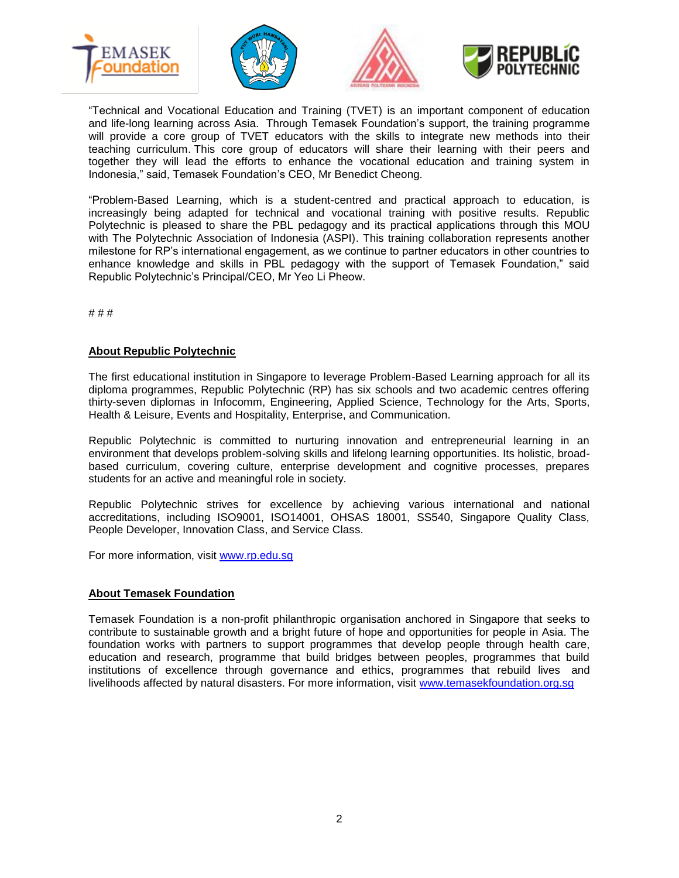"Technical and Vocational Education and Training (TVET) is an important component of education and life-long learning across Asia. Through Temasek Foundation's support, the training programme will provide a core group of TVET educators with the skills to integrate new methods into their teaching curriculum. This core group of educators will share their learning with their peers and together they will lead the efforts to enhance the vocational education and training system in Indonesia," said, Temasek Foundation's CEO, Mr Benedict Cheong.

"Problem-Based Learning, which is a student-centred and practical approach to education, is increasingly being adapted for technical and vocational training with positive results. Republic Polytechnic is pleased to share the PBL pedagogy and its practical applications through this MOU with The Polytechnic Association of Indonesia (ASPI). This training collaboration represents another milestone for RP's international engagement, as we continue to partner educators in other countries to enhance knowledge and skills in PBL pedagogy with the support of Temasek Foundation," said Republic Polytechnic's Principal/CEO, Mr Yeo Li Pheow.

# # #

**About Republic Polytechnic**

The first educational institution in Singapore to leverage Problem-Based Learning approach for all its diploma programmes, Republic Polytechnic (RP) has six schools and two academic centres offering thirty-seven diplomas in Infocomm, Engineering, Applied Science, Technology for the Arts, Sports, Health & Leisure, Events and Hospitality, Enterprise, and Communication.

Republic Polytechnic is committed to nurturing innovation and entrepreneurial learning in an environment that develops problem-solving skills and lifelong learning opportunities. Its holistic, broad-based curriculum, covering culture, enterprise development and cognitive processes, prepares students for an active and meaningful role in society.

Republic Polytechnic strives for excellence by achieving various international and national accreditations, including ISO9001, ISO14001, OHSAS 18001, SS540, Singapore Quality Class, People Developer, Innovation Class, and Service Class.

For more information, visit www.rp.edu.sg

**About Temasek Foundation**

Temasek Foundation is a non-profit philanthropic organisation anchored in Singapore that seeks to contribute to sustainable growth and a bright future of hope and opportunities for people in Asia. The foundation works with partners to support programmes that develop people through health care, education and research, programme that build bridges between peoples, programmes that build institutions of excellence through governance and ethics, programmes that rebuild lives and livelihoods affected by natural disasters. For more information, visit www.temasekfoundation.org.sg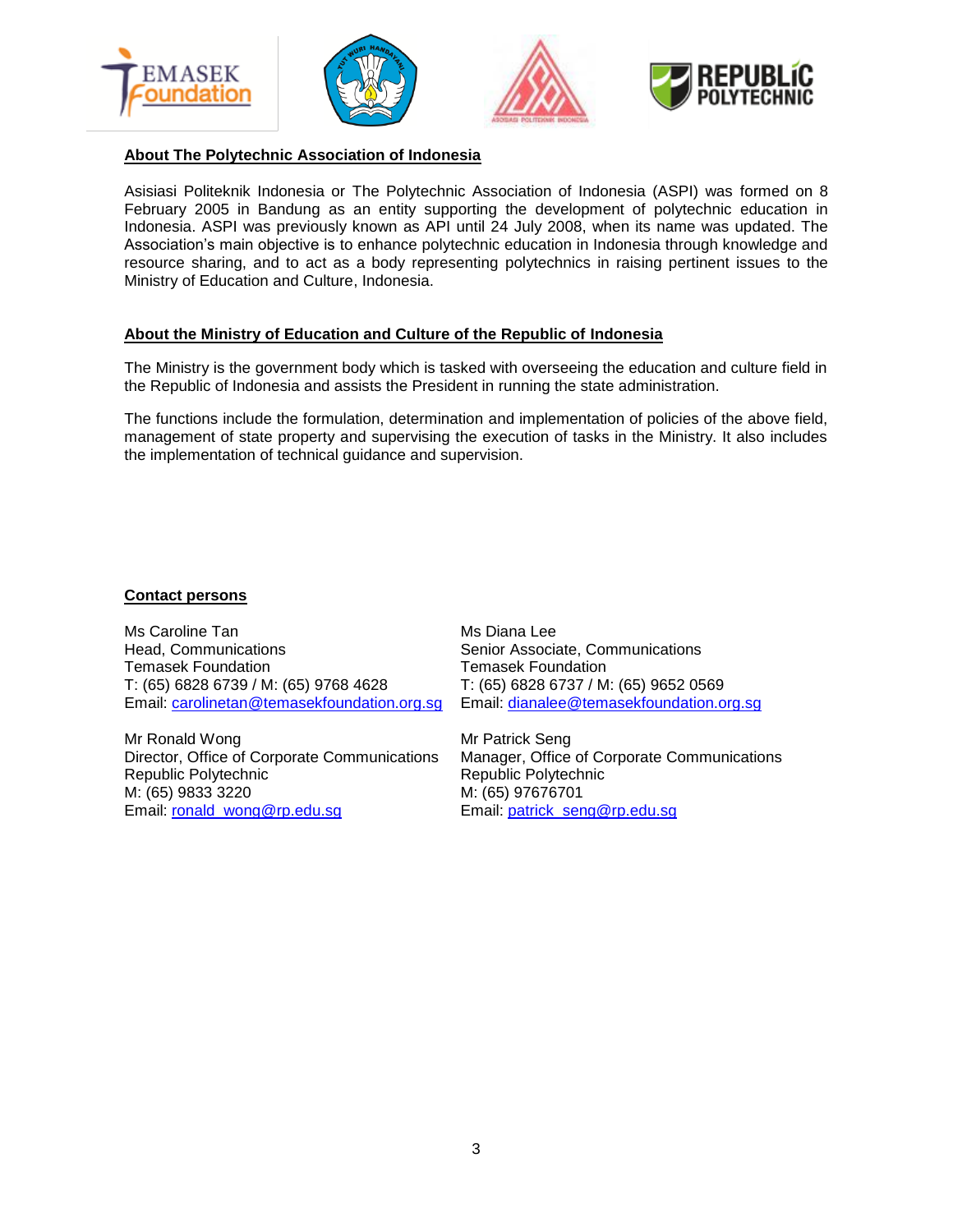## About The Polytechnic Association of Indonesia

Asisiasi Politeknik Indonesia or The Polytechnic Association of Indonesia (ASPI) was formed on 8 February 2005 in Bandung as an entity supporting the development of polytechnic education in Indonesia. ASPI was previously known as API until 24 July 2008, when its name was updated. The Association's main objective is to enhance polytechnic education in Indonesia through knowledge and resource sharing, and to act as a body representing polytechnics in raising pertinent issues to the Ministry of Education and Culture, Indonesia.

## About the Ministry of Education and Culture of the Republic of Indonesia

The Ministry is the government body which is tasked with overseeing the education and culture field in the Republic of Indonesia and assists the President in running the state administration.

The functions include the formulation, determination and implementation of policies of the above field, management of state property and supervising the execution of tasks in the Ministry. It also includes the implementation of technical guidance and supervision.

## Contact persons

Ms Caroline Tan
Head, Communications
Temasek Foundation
T: (65) 6828 6739 / M: (65) 9768 4628
Email: carolinetan@temasekfoundation.org.sg

Ms Diana Lee
Senior Associate, Communications
Temasek Foundation
T: (65) 6828 6737 / M: (65) 9652 0569
Email: dianalee@temasekfoundation.org.sg

Mr Ronald Wong
Director, Office of Corporate Communications
Republic Polytechnic
M: (65) 9833 3220
Email: ronald_wong@rp.edu.sg

Mr Patrick Seng
Manager, Office of Corporate Communications
Republic Polytechnic
M: (65) 97676701
Email: patrick_seng@rp.edu.sg